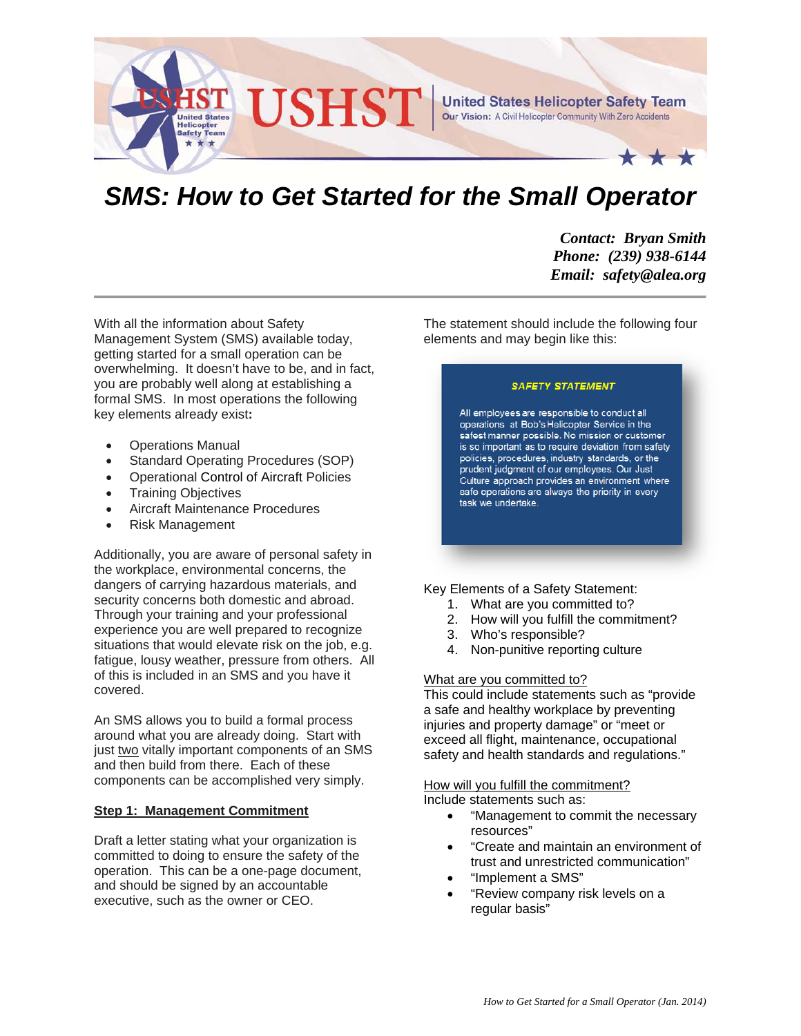USHST **United States Helicopter Safety Team**
Our Vision: A Civil Helicopter Community With Zero Accidents

# SMS: How to Get Started for the Small Operator

***Contact: Bryan Smith***
***Phone: (239) 938-6144***
***Email: safety@alea.org***

---

With all the information about Safety Management System (SMS) available today, getting started for a small operation can be overwhelming. It doesn't have to be, and in fact, you are probably well along at establishing a formal SMS. In most operations the following key elements already exist**:**

- Operations Manual
- Standard Operating Procedures (SOP)
- Operational Control of Aircraft Policies
- Training Objectives
- Aircraft Maintenance Procedures
- Risk Management

Additionally, you are aware of personal safety in the workplace, environmental concerns, the dangers of carrying hazardous materials, and security concerns both domestic and abroad. Through your training and your professional experience you are well prepared to recognize situations that would elevate risk on the job, e.g. fatigue, lousy weather, pressure from others. All of this is included in an SMS and you have it covered.

An SMS allows you to build a formal process around what you are already doing. Start with just two vitally important components of an SMS and then build from there. Each of these components can be accomplished very simply.

## Step 1: Management Commitment

Draft a letter stating what your organization is committed to doing to ensure the safety of the operation. This can be a one-page document, and should be signed by an accountable executive, such as the owner or CEO.

The statement should include the following four elements and may begin like this:

> ***SAFETY STATEMENT***
>
> All employees are responsible to conduct all operations at Bob's Helicopter Service in the safest manner possible. No mission or customer is so important as to require deviation from safety policies, procedures, industry standards, or the prudent judgment of our employees. Our Just Culture approach provides an environment where safe operations are always the priority in every task we undertake.

Key Elements of a Safety Statement:

1. What are you committed to?
2. How will you fulfill the commitment?
3. Who's responsible?
4. Non-punitive reporting culture

What are you committed to?

This could include statements such as "provide a safe and healthy workplace by preventing injuries and property damage" or "meet or exceed all flight, maintenance, occupational safety and health standards and regulations."

How will you fulfill the commitment?

Include statements such as:

- "Management to commit the necessary resources"
- "Create and maintain an environment of trust and unrestricted communication"
- "Implement a SMS"
- "Review company risk levels on a regular basis"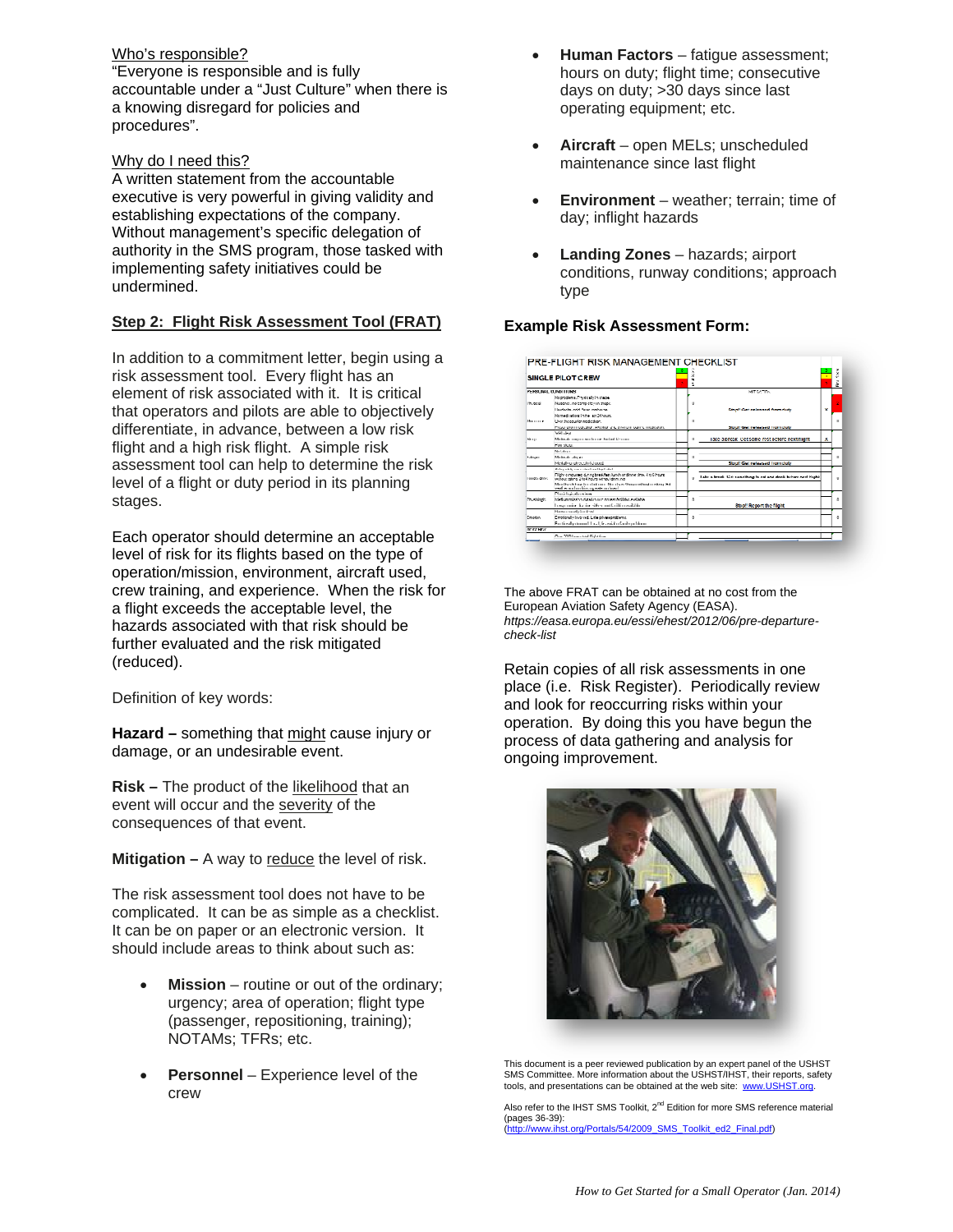<u>Who's responsible?</u>
"Everyone is responsible and is fully accountable under a "Just Culture" when there is a knowing disregard for policies and procedures".

<u>Why do I need this?</u>
A written statement from the accountable executive is very powerful in giving validity and establishing expectations of the company. Without management's specific delegation of authority in the SMS program, those tasked with implementing safety initiatives could be undermined.

## <u>Step 2: Flight Risk Assessment Tool (FRAT)</u>

In addition to a commitment letter, begin using a risk assessment tool. Every flight has an element of risk associated with it. It is critical that operators and pilots are able to objectively differentiate, in advance, between a low risk flight and a high risk flight. A simple risk assessment tool can help to determine the risk level of a flight or duty period in its planning stages.

Each operator should determine an acceptable level of risk for its flights based on the type of operation/mission, environment, aircraft used, crew training, and experience. When the risk for a flight exceeds the acceptable level, the hazards associated with that risk should be further evaluated and the risk mitigated (reduced).

Definition of key words:

**Hazard –** something that <u>might</u> cause injury or damage, or an undesirable event.

**Risk –** The product of the <u>likelihood</u> that an event will occur and the <u>severity</u> of the consequences of that event.

**Mitigation –** A way to <u>reduce</u> the level of risk.

The risk assessment tool does not have to be complicated. It can be as simple as a checklist. It can be on paper or an electronic version. It should include areas to think about such as:

- **Mission** – routine or out of the ordinary; urgency; area of operation; flight type (passenger, repositioning, training); NOTAMs; TFRs; etc.
- **Personnel** – Experience level of the crew
- **Human Factors** – fatigue assessment; hours on duty; flight time; consecutive days on duty; >30 days since last operating equipment; etc.
- **Aircraft** – open MELs; unscheduled maintenance since last flight
- **Environment** – weather; terrain; time of day; inflight hazards
- **Landing Zones** – hazards; airport conditions, runway conditions; approach type

**Example Risk Assessment Form:**

The above FRAT can be obtained at no cost from the European Aviation Safety Agency (EASA). *https://easa.europa.eu/essi/ehest/2012/06/pre-departure-check-list*

Retain copies of all risk assessments in one place (i.e. Risk Register). Periodically review and look for reoccurring risks within your operation. By doing this you have begun the process of data gathering and analysis for ongoing improvement.

This document is a peer reviewed publication by an expert panel of the USHST SMS Committee. More information about the USHST/IHST, their reports, safety tools, and presentations can be obtained at the web site: www.USHST.org.

Also refer to the IHST SMS Toolkit, 2nd Edition for more SMS reference material (pages 36-39): (http://www.ihst.org/Portals/54/2009_SMS_Toolkit_ed2_Final.pdf)